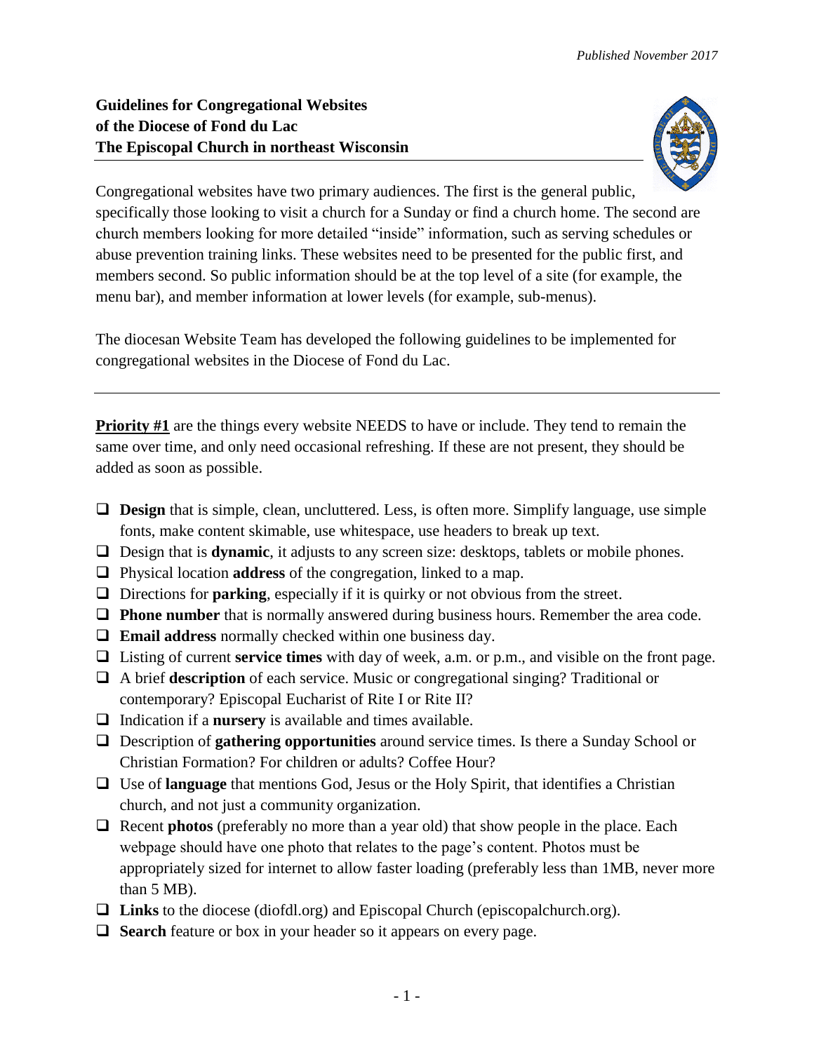*Published November 2017*

**Guidelines for Congregational Websites**
**of the Diocese of Fond du Lac**
**The Episcopal Church in northeast Wisconsin**

Congregational websites have two primary audiences. The first is the general public, specifically those looking to visit a church for a Sunday or find a church home. The second are church members looking for more detailed "inside" information, such as serving schedules or abuse prevention training links. These websites need to be presented for the public first, and members second. So public information should be at the top level of a site (for example, the menu bar), and member information at lower levels (for example, sub-menus).

The diocesan Website Team has developed the following guidelines to be implemented for congregational websites in the Diocese of Fond du Lac.

---

**Priority #1** are the things every website NEEDS to have or include. They tend to remain the same over time, and only need occasional refreshing. If these are not present, they should be added as soon as possible.

- [ ] **Design** that is simple, clean, uncluttered. Less, is often more. Simplify language, use simple fonts, make content skimable, use whitespace, use headers to break up text.
- [ ] Design that is **dynamic**, it adjusts to any screen size: desktops, tablets or mobile phones.
- [ ] Physical location **address** of the congregation, linked to a map.
- [ ] Directions for **parking**, especially if it is quirky or not obvious from the street.
- [ ] **Phone number** that is normally answered during business hours. Remember the area code.
- [ ] **Email address** normally checked within one business day.
- [ ] Listing of current **service times** with day of week, a.m. or p.m., and visible on the front page.
- [ ] A brief **description** of each service. Music or congregational singing? Traditional or contemporary? Episcopal Eucharist of Rite I or Rite II?
- [ ] Indication if a **nursery** is available and times available.
- [ ] Description of **gathering opportunities** around service times. Is there a Sunday School or Christian Formation? For children or adults? Coffee Hour?
- [ ] Use of **language** that mentions God, Jesus or the Holy Spirit, that identifies a Christian church, and not just a community organization.
- [ ] Recent **photos** (preferably no more than a year old) that show people in the place. Each webpage should have one photo that relates to the page's content. Photos must be appropriately sized for internet to allow faster loading (preferably less than 1MB, never more than 5 MB).
- [ ] **Links** to the diocese (diofdl.org) and Episcopal Church (episcopalchurch.org).
- [ ] **Search** feature or box in your header so it appears on every page.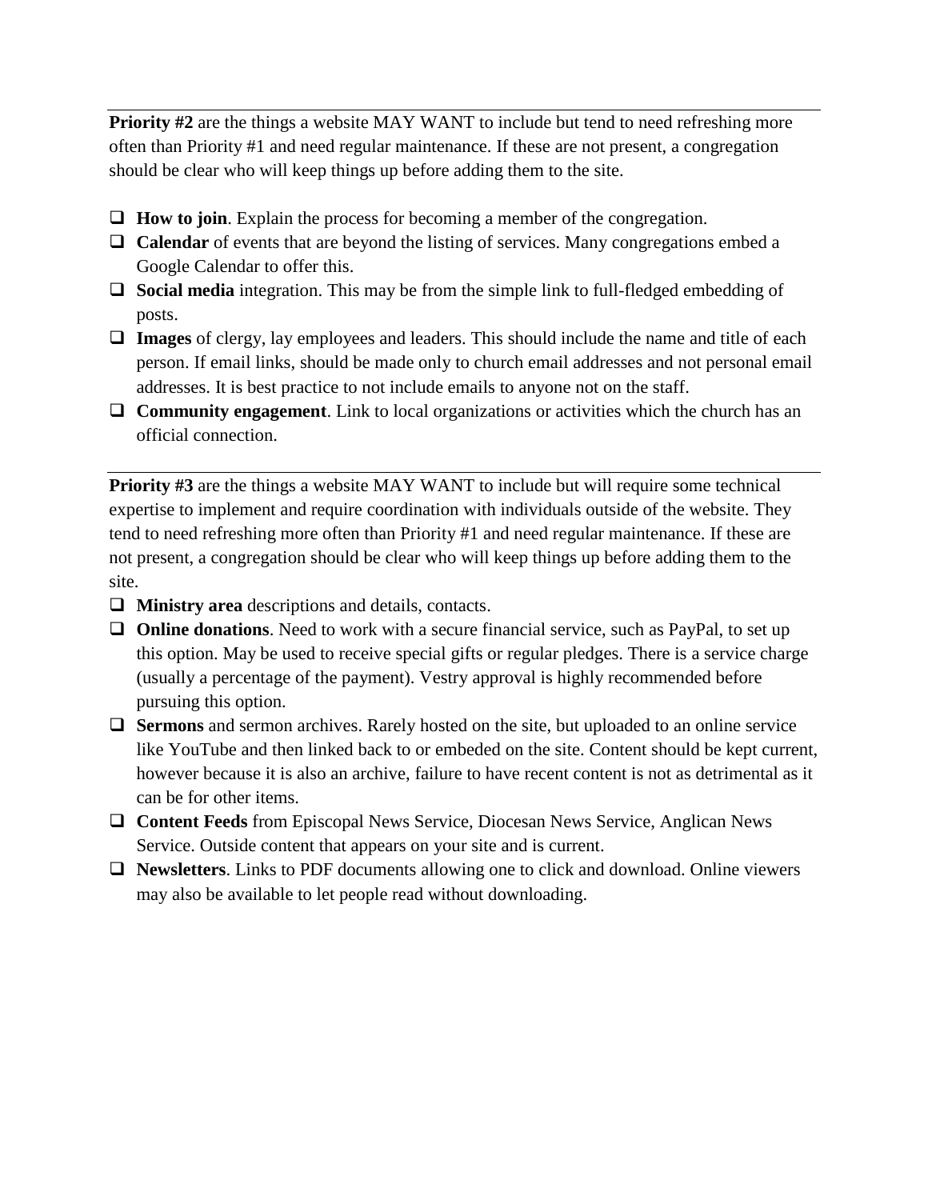---

**Priority #2** are the things a website MAY WANT to include but tend to need refreshing more often than Priority #1 and need regular maintenance. If these are not present, a congregation should be clear who will keep things up before adding them to the site.

- ❑ **How to join**. Explain the process for becoming a member of the congregation.
- ❑ **Calendar** of events that are beyond the listing of services. Many congregations embed a Google Calendar to offer this.
- ❑ **Social media** integration. This may be from the simple link to full-fledged embedding of posts.
- ❑ **Images** of clergy, lay employees and leaders. This should include the name and title of each person. If email links, should be made only to church email addresses and not personal email addresses. It is best practice to not include emails to anyone not on the staff.
- ❑ **Community engagement**. Link to local organizations or activities which the church has an official connection.

---

**Priority #3** are the things a website MAY WANT to include but will require some technical expertise to implement and require coordination with individuals outside of the website. They tend to need refreshing more often than Priority #1 and need regular maintenance. If these are not present, a congregation should be clear who will keep things up before adding them to the site.

- ❑ **Ministry area** descriptions and details, contacts.
- ❑ **Online donations**. Need to work with a secure financial service, such as PayPal, to set up this option. May be used to receive special gifts or regular pledges. There is a service charge (usually a percentage of the payment). Vestry approval is highly recommended before pursuing this option.
- ❑ **Sermons** and sermon archives. Rarely hosted on the site, but uploaded to an online service like YouTube and then linked back to or embeded on the site. Content should be kept current, however because it is also an archive, failure to have recent content is not as detrimental as it can be for other items.
- ❑ **Content Feeds** from Episcopal News Service, Diocesan News Service, Anglican News Service. Outside content that appears on your site and is current.
- ❑ **Newsletters**. Links to PDF documents allowing one to click and download. Online viewers may also be available to let people read without downloading.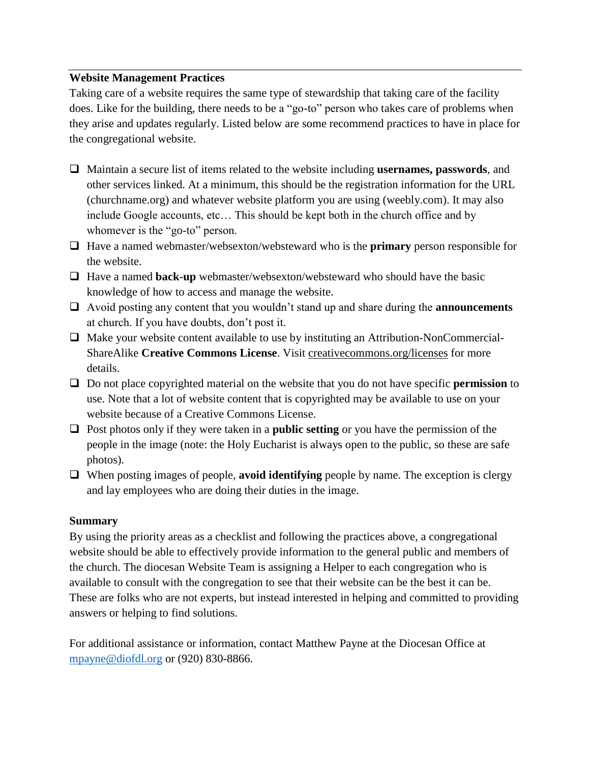## Website Management Practices

Taking care of a website requires the same type of stewardship that taking care of the facility does. Like for the building, there needs to be a "go-to" person who takes care of problems when they arise and updates regularly. Listed below are some recommend practices to have in place for the congregational website.

- Maintain a secure list of items related to the website including **usernames, passwords**, and other services linked. At a minimum, this should be the registration information for the URL (churchname.org) and whatever website platform you are using (weebly.com). It may also include Google accounts, etc… This should be kept both in the church office and by whomever is the "go-to" person.
- Have a named webmaster/websexton/websteward who is the **primary** person responsible for the website.
- Have a named **back-up** webmaster/websexton/websteward who should have the basic knowledge of how to access and manage the website.
- Avoid posting any content that you wouldn't stand up and share during the **announcements** at church. If you have doubts, don't post it.
- Make your website content available to use by instituting an Attribution-NonCommercial-ShareAlike **Creative Commons License**. Visit creativecommons.org/licenses for more details.
- Do not place copyrighted material on the website that you do not have specific **permission** to use. Note that a lot of website content that is copyrighted may be available to use on your website because of a Creative Commons License.
- Post photos only if they were taken in a **public setting** or you have the permission of the people in the image (note: the Holy Eucharist is always open to the public, so these are safe photos).
- When posting images of people, **avoid identifying** people by name. The exception is clergy and lay employees who are doing their duties in the image.

## Summary

By using the priority areas as a checklist and following the practices above, a congregational website should be able to effectively provide information to the general public and members of the church. The diocesan Website Team is assigning a Helper to each congregation who is available to consult with the congregation to see that their website can be the best it can be. These are folks who are not experts, but instead interested in helping and committed to providing answers or helping to find solutions.

For additional assistance or information, contact Matthew Payne at the Diocesan Office at mpayne@diofdl.org or (920) 830-8866.